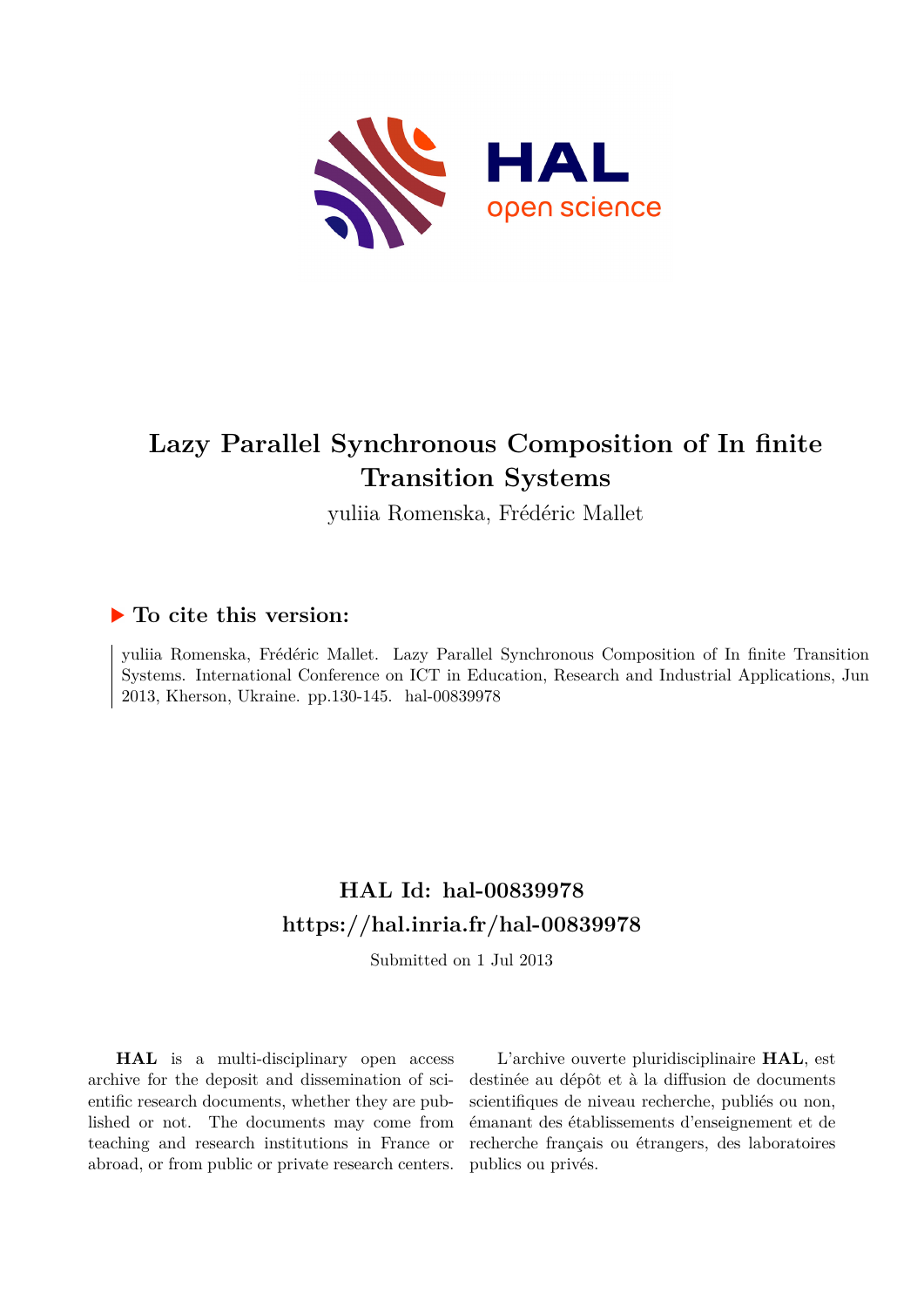# Lazy Parallel Synchronous Composition of In finite Transition Systems

yuliia Romenska, Frédéric Mallet

## ▶ To cite this version:

yuliia Romenska, Frédéric Mallet. Lazy Parallel Synchronous Composition of In finite Transition Systems. International Conference on ICT in Education, Research and Industrial Applications, Jun 2013, Kherson, Ukraine. pp.130-145. hal-00839978

## HAL Id: hal-00839978
## https://hal.inria.fr/hal-00839978

Submitted on 1 Jul 2013

**HAL** is a multi-disciplinary open access archive for the deposit and dissemination of scientific research documents, whether they are published or not. The documents may come from teaching and research institutions in France or abroad, or from public or private research centers.

L'archive ouverte pluridisciplinaire **HAL**, est destinée au dépôt et à la diffusion de documents scientifiques de niveau recherche, publiés ou non, émanant des établissements d'enseignement et de recherche français ou étrangers, des laboratoires publics ou privés.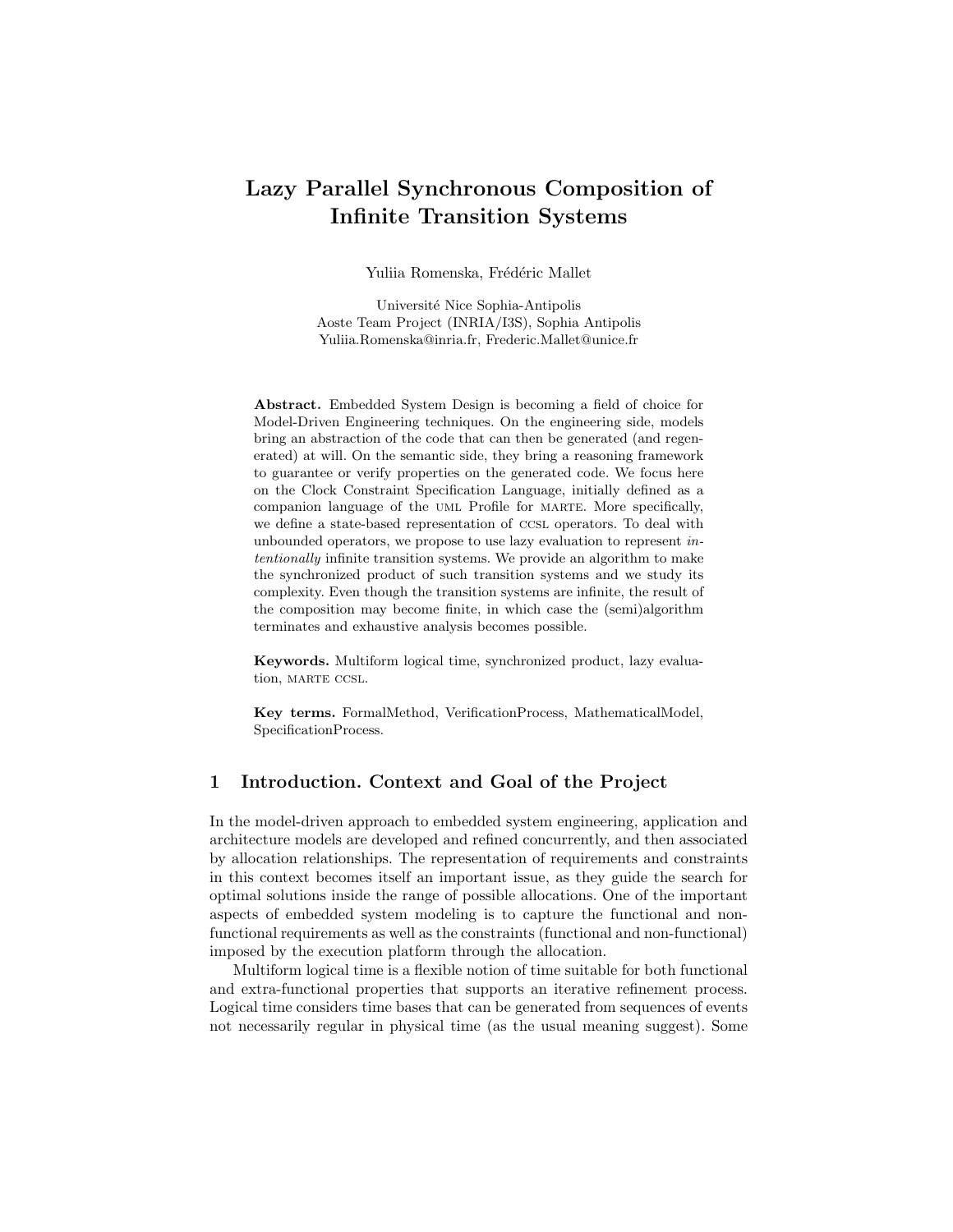# Lazy Parallel Synchronous Composition of Infinite Transition Systems

Yuliia Romenska, Frédéric Mallet

Université Nice Sophia-Antipolis
Aoste Team Project (INRIA/I3S), Sophia Antipolis
Yuliia.Romenska@inria.fr, Frederic.Mallet@unice.fr

**Abstract.** Embedded System Design is becoming a field of choice for Model-Driven Engineering techniques. On the engineering side, models bring an abstraction of the code that can then be generated (and regenerated) at will. On the semantic side, they bring a reasoning framework to guarantee or verify properties on the generated code. We focus here on the Clock Constraint Specification Language, initially defined as a companion language of the UML Profile for MARTE. More specifically, we define a state-based representation of CCSL operators. To deal with unbounded operators, we propose to use lazy evaluation to represent *intentionally* infinite transition systems. We provide an algorithm to make the synchronized product of such transition systems and we study its complexity. Even though the transition systems are infinite, the result of the composition may become finite, in which case the (semi)algorithm terminates and exhaustive analysis becomes possible.

**Keywords.** Multiform logical time, synchronized product, lazy evaluation, MARTE CCSL.

**Key terms.** FormalMethod, VerificationProcess, MathematicalModel, SpecificationProcess.

## 1 Introduction. Context and Goal of the Project

In the model-driven approach to embedded system engineering, application and architecture models are developed and refined concurrently, and then associated by allocation relationships. The representation of requirements and constraints in this context becomes itself an important issue, as they guide the search for optimal solutions inside the range of possible allocations. One of the important aspects of embedded system modeling is to capture the functional and non-functional requirements as well as the constraints (functional and non-functional) imposed by the execution platform through the allocation.

Multiform logical time is a flexible notion of time suitable for both functional and extra-functional properties that supports an iterative refinement process. Logical time considers time bases that can be generated from sequences of events not necessarily regular in physical time (as the usual meaning suggest). Some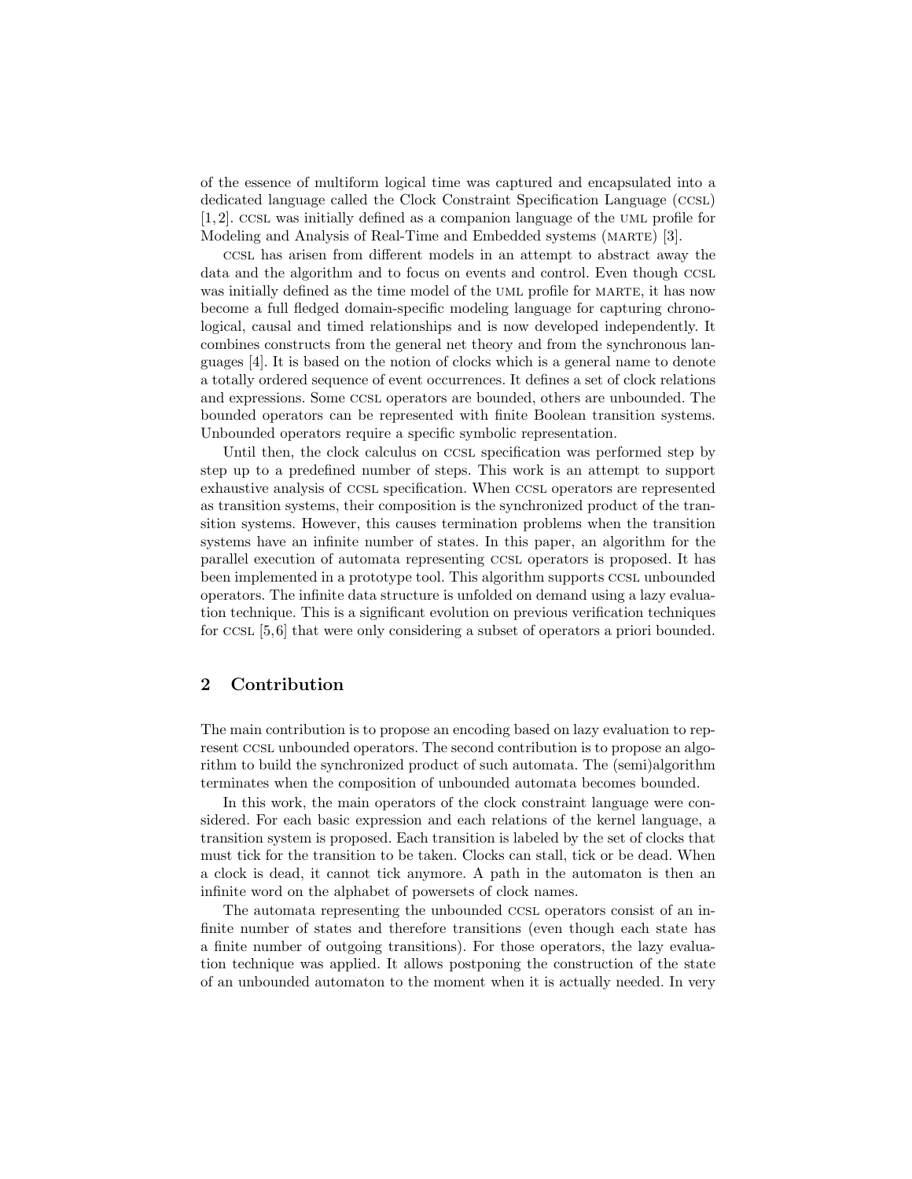of the essence of multiform logical time was captured and encapsulated into a dedicated language called the Clock Constraint Specification Language (CCSL) [1, 2]. CCSL was initially defined as a companion language of the UML profile for Modeling and Analysis of Real-Time and Embedded systems (MARTE) [3].

CCSL has arisen from different models in an attempt to abstract away the data and the algorithm and to focus on events and control. Even though CCSL was initially defined as the time model of the UML profile for MARTE, it has now become a full fledged domain-specific modeling language for capturing chronological, causal and timed relationships and is now developed independently. It combines constructs from the general net theory and from the synchronous languages [4]. It is based on the notion of clocks which is a general name to denote a totally ordered sequence of event occurrences. It defines a set of clock relations and expressions. Some CCSL operators are bounded, others are unbounded. The bounded operators can be represented with finite Boolean transition systems. Unbounded operators require a specific symbolic representation.

Until then, the clock calculus on CCSL specification was performed step by step up to a predefined number of steps. This work is an attempt to support exhaustive analysis of CCSL specification. When CCSL operators are represented as transition systems, their composition is the synchronized product of the transition systems. However, this causes termination problems when the transition systems have an infinite number of states. In this paper, an algorithm for the parallel execution of automata representing CCSL operators is proposed. It has been implemented in a prototype tool. This algorithm supports CCSL unbounded operators. The infinite data structure is unfolded on demand using a lazy evaluation technique. This is a significant evolution on previous verification techniques for CCSL [5, 6] that were only considering a subset of operators a priori bounded.

## 2 Contribution

The main contribution is to propose an encoding based on lazy evaluation to represent CCSL unbounded operators. The second contribution is to propose an algorithm to build the synchronized product of such automata. The (semi)algorithm terminates when the composition of unbounded automata becomes bounded.

In this work, the main operators of the clock constraint language were considered. For each basic expression and each relations of the kernel language, a transition system is proposed. Each transition is labeled by the set of clocks that must tick for the transition to be taken. Clocks can stall, tick or be dead. When a clock is dead, it cannot tick anymore. A path in the automaton is then an infinite word on the alphabet of powersets of clock names.

The automata representing the unbounded CCSL operators consist of an infinite number of states and therefore transitions (even though each state has a finite number of outgoing transitions). For those operators, the lazy evaluation technique was applied. It allows postponing the construction of the state of an unbounded automaton to the moment when it is actually needed. In very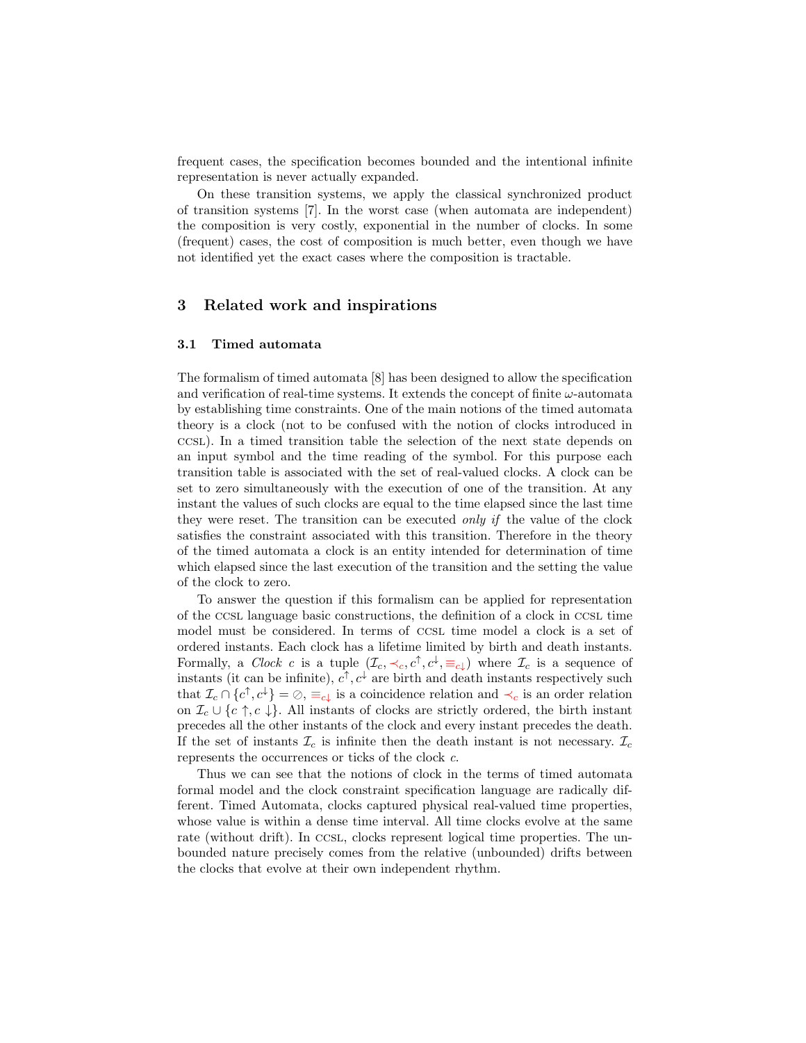frequent cases, the specification becomes bounded and the intentional infinite representation is never actually expanded.

On these transition systems, we apply the classical synchronized product of transition systems [7]. In the worst case (when automata are independent) the composition is very costly, exponential in the number of clocks. In some (frequent) cases, the cost of composition is much better, even though we have not identified yet the exact cases where the composition is tractable.

## 3 Related work and inspirations

### 3.1 Timed automata

The formalism of timed automata [8] has been designed to allow the specification and verification of real-time systems. It extends the concept of finite $\omega$-automata by establishing time constraints. One of the main notions of the timed automata theory is a clock (not to be confused with the notion of clocks introduced in CCSL). In a timed transition table the selection of the next state depends on an input symbol and the time reading of the symbol. For this purpose each transition table is associated with the set of real-valued clocks. A clock can be set to zero simultaneously with the execution of one of the transition. At any instant the values of such clocks are equal to the time elapsed since the last time they were reset. The transition can be executed *only if* the value of the clock satisfies the constraint associated with this transition. Therefore in the theory of the timed automata a clock is an entity intended for determination of time which elapsed since the last execution of the transition and the setting the value of the clock to zero.

To answer the question if this formalism can be applied for representation of the CCSL language basic constructions, the definition of a clock in CCSL time model must be considered. In terms of CCSL time model a clock is a set of ordered instants. Each clock has a lifetime limited by birth and death instants. Formally, a *Clock* $c$ is a tuple $(\mathcal{I}_c, \prec_c, c^{\uparrow}, c^{\downarrow}, \equiv_{c\downarrow})$ where $\mathcal{I}_c$ is a sequence of instants (it can be infinite), $c^{\uparrow}, c^{\downarrow}$ are birth and death instants respectively such that $\mathcal{I}_c \cap \{c^{\uparrow}, c^{\downarrow}\} = \oslash$, $\equiv_{c\downarrow}$ is a coincidence relation and $\prec_c$ is an order relation on $\mathcal{I}_c \cup \{c \uparrow, c \downarrow\}$. All instants of clocks are strictly ordered, the birth instant precedes all the other instants of the clock and every instant precedes the death. If the set of instants $\mathcal{I}_c$ is infinite then the death instant is not necessary. $\mathcal{I}_c$ represents the occurrences or ticks of the clock $c$.

Thus we can see that the notions of clock in the terms of timed automata formal model and the clock constraint specification language are radically different. Timed Automata, clocks captured physical real-valued time properties, whose value is within a dense time interval. All time clocks evolve at the same rate (without drift). In CCSL, clocks represent logical time properties. The unbounded nature precisely comes from the relative (unbounded) drifts between the clocks that evolve at their own independent rhythm.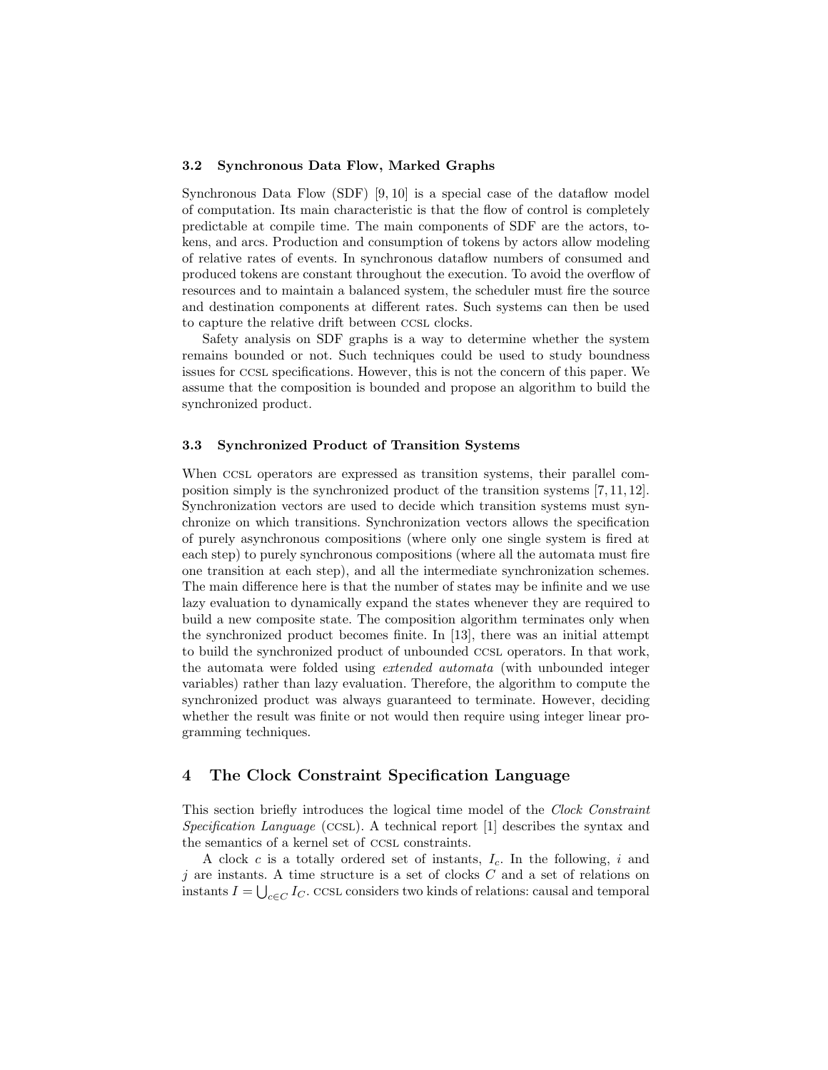### 3.2 Synchronous Data Flow, Marked Graphs

Synchronous Data Flow (SDF) [9, 10] is a special case of the dataflow model of computation. Its main characteristic is that the flow of control is completely predictable at compile time. The main components of SDF are the actors, tokens, and arcs. Production and consumption of tokens by actors allow modeling of relative rates of events. In synchronous dataflow numbers of consumed and produced tokens are constant throughout the execution. To avoid the overflow of resources and to maintain a balanced system, the scheduler must fire the source and destination components at different rates. Such systems can then be used to capture the relative drift between CCSL clocks.

Safety analysis on SDF graphs is a way to determine whether the system remains bounded or not. Such techniques could be used to study boundness issues for CCSL specifications. However, this is not the concern of this paper. We assume that the composition is bounded and propose an algorithm to build the synchronized product.

### 3.3 Synchronized Product of Transition Systems

When CCSL operators are expressed as transition systems, their parallel composition simply is the synchronized product of the transition systems [7, 11, 12]. Synchronization vectors are used to decide which transition systems must synchronize on which transitions. Synchronization vectors allows the specification of purely asynchronous compositions (where only one single system is fired at each step) to purely synchronous compositions (where all the automata must fire one transition at each step), and all the intermediate synchronization schemes. The main difference here is that the number of states may be infinite and we use lazy evaluation to dynamically expand the states whenever they are required to build a new composite state. The composition algorithm terminates only when the synchronized product becomes finite. In [13], there was an initial attempt to build the synchronized product of unbounded CCSL operators. In that work, the automata were folded using *extended automata* (with unbounded integer variables) rather than lazy evaluation. Therefore, the algorithm to compute the synchronized product was always guaranteed to terminate. However, deciding whether the result was finite or not would then require using integer linear programming techniques.

## 4 The Clock Constraint Specification Language

This section briefly introduces the logical time model of the *Clock Constraint Specification Language* (CCSL). A technical report [1] describes the syntax and the semantics of a kernel set of CCSL constraints.

A clock $c$ is a totally ordered set of instants, $I_c$. In the following, $i$ and $j$ are instants. A time structure is a set of clocks $C$ and a set of relations on instants $I = \bigcup_{c \in C} I_C$. CCSL considers two kinds of relations: causal and temporal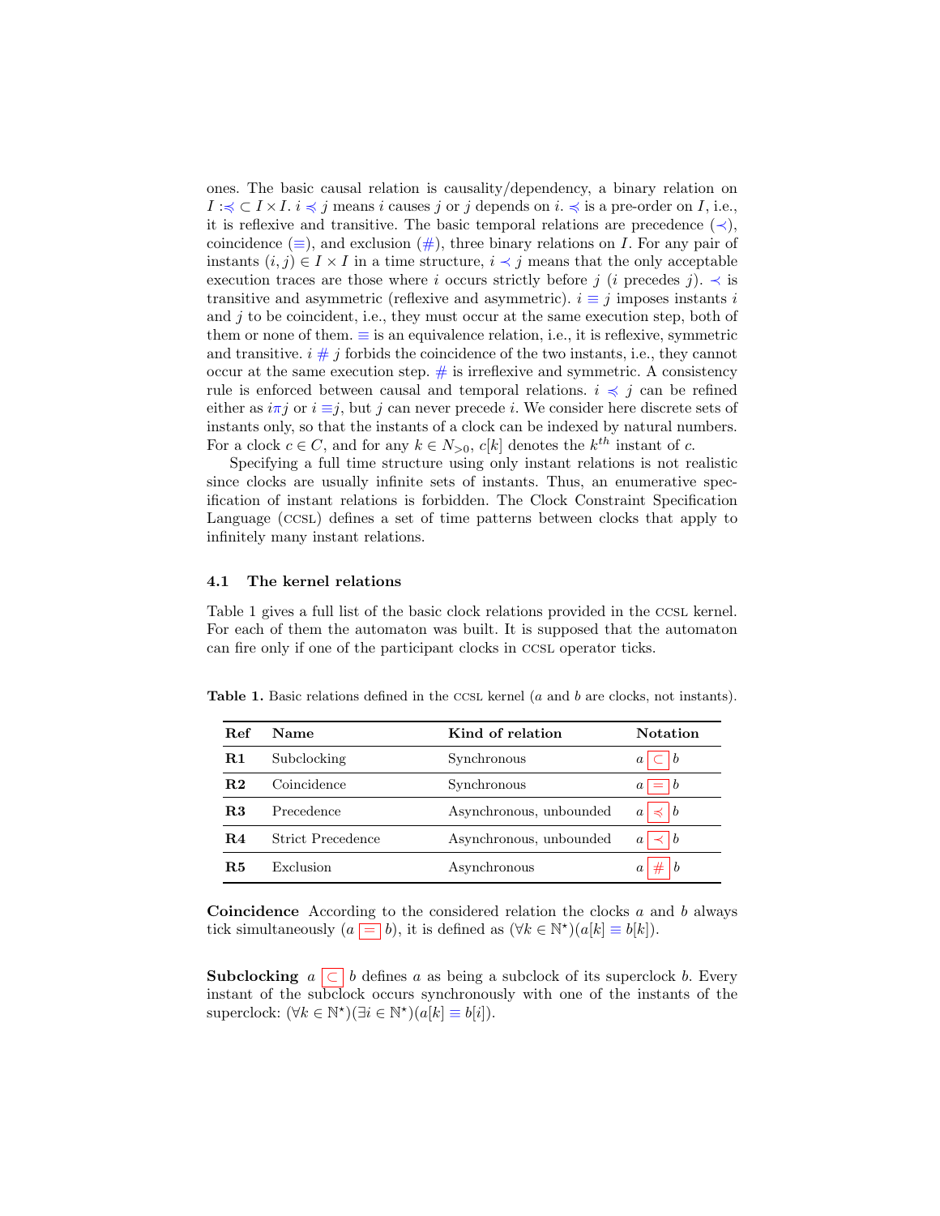ones. The basic causal relation is causality/dependency, a binary relation on $I : \preccurlyeq \subset I \times I$. $i \preccurlyeq j$ means $i$ causes $j$ or $j$ depends on $i$. $\preccurlyeq$ is a pre-order on $I$, i.e., it is reflexive and transitive. The basic temporal relations are precedence ($\prec$), coincidence ($\equiv$), and exclusion ($\#$), three binary relations on $I$. For any pair of instants $(i, j) \in I \times I$ in a time structure, $i \prec j$ means that the only acceptable execution traces are those where $i$ occurs strictly before $j$ ($i$ precedes $j$). $\prec$ is transitive and asymmetric (reflexive and asymmetric). $i \equiv j$ imposes instants $i$ and $j$ to be coincident, i.e., they must occur at the same execution step, both of them or none of them. $\equiv$ is an equivalence relation, i.e., it is reflexive, symmetric and transitive. $i \# j$ forbids the coincidence of the two instants, i.e., they cannot occur at the same execution step. $\#$ is irreflexive and symmetric. A consistency rule is enforced between causal and temporal relations. $i \preccurlyeq j$ can be refined either as $i \pi j$ or $i \equiv j$, but $j$ can never precede $i$. We consider here discrete sets of instants only, so that the instants of a clock can be indexed by natural numbers. For a clock $c \in C$, and for any $k \in N_{>0}$, $c[k]$ denotes the $k^{th}$ instant of $c$.

Specifying a full time structure using only instant relations is not realistic since clocks are usually infinite sets of instants. Thus, an enumerative specification of instant relations is forbidden. The Clock Constraint Specification Language (CCSL) defines a set of time patterns between clocks that apply to infinitely many instant relations.

### 4.1 The kernel relations

Table 1 gives a full list of the basic clock relations provided in the CCSL kernel. For each of them the automaton was built. It is supposed that the automaton can fire only if one of the participant clocks in CCSL operator ticks.

**Table 1.** Basic relations defined in the CCSL kernel ($a$ and $b$ are clocks, not instants).

| Ref | Name | Kind of relation | Notation |
|---|---|---|---|
| **R1** | Subclocking | Synchronous | $a \boxed{\subset} b$ |
| **R2** | Coincidence | Synchronous | $a \boxed{=} b$ |
| **R3** | Precedence | Asynchronous, unbounded | $a \boxed{\preccurlyeq} b$ |
| **R4** | Strict Precedence | Asynchronous, unbounded | $a \boxed{\prec} b$ |
| **R5** | Exclusion | Asynchronous | $a \boxed{\#} b$ |

**Coincidence** According to the considered relation the clocks $a$ and $b$ always tick simultaneously ($a \boxed{=} b$), it is defined as $(\forall k \in \mathbb{N}^{\star})(a[k] \equiv b[k])$.

**Subclocking** $a \boxed{\subset} b$ defines $a$ as being a subclock of its superclock $b$. Every instant of the subclock occurs synchronously with one of the instants of the superclock: $(\forall k \in \mathbb{N}^{\star})(\exists i \in \mathbb{N}^{\star})(a[k] \equiv b[i])$.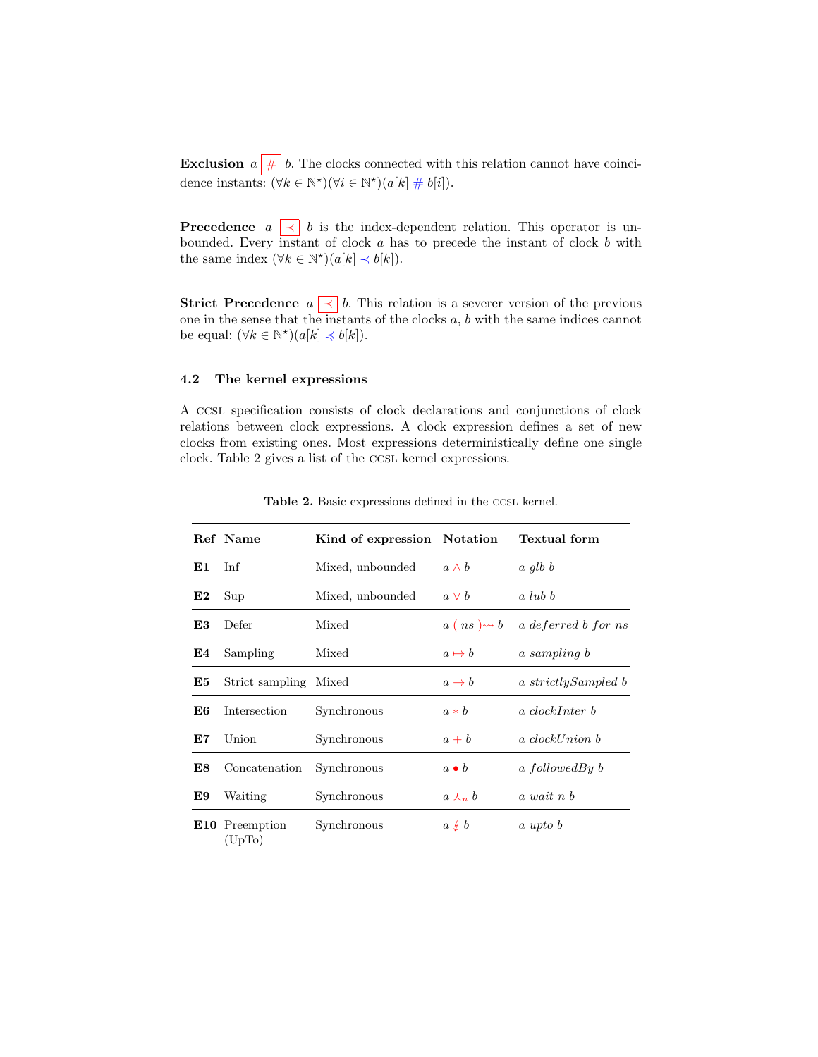**Exclusion** $a \; \# \; b$. The clocks connected with this relation cannot have coincidence instants: $(\forall k \in \mathbb{N}^{\star})(\forall i \in \mathbb{N}^{\star})(a[k] \; \# \; b[i])$.

**Precedence** $a \preccurlyeq b$ is the index-dependent relation. This operator is unbounded. Every instant of clock $a$ has to precede the instant of clock $b$ with the same index $(\forall k \in \mathbb{N}^{\star})(a[k] \prec b[k])$.

**Strict Precedence** $a \prec b$. This relation is a severer version of the previous one in the sense that the instants of the clocks $a$, $b$ with the same indices cannot be equal: $(\forall k \in \mathbb{N}^{\star})(a[k] \preccurlyeq b[k])$.

### 4.2 The kernel expressions

A CCSL specification consists of clock declarations and conjunctions of clock relations between clock expressions. A clock expression defines a set of new clocks from existing ones. Most expressions deterministically define one single clock. Table 2 gives a list of the CCSL kernel expressions.

**Table 2.** Basic expressions defined in the CCSL kernel.

| Ref | Name | Kind of expression | Notation | Textual form |
|---|---|---|---|---|
| **E1** | Inf | Mixed, unbounded | $a \wedge b$ | *a glb b* |
| **E2** | Sup | Mixed, unbounded | $a \vee b$ | *a lub b* |
| **E3** | Defer | Mixed | $a \; (\; ns \;) \rightsquigarrow b$ | *a deferred b for ns* |
| **E4** | Sampling | Mixed | $a \mapsto b$ | *a sampling b* |
| **E5** | Strict sampling | Mixed | $a \rightarrow b$ | *a strictlySampled b* |
| **E6** | Intersection | Synchronous | $a * b$ | *a clockInter b* |
| **E7** | Union | Synchronous | $a + b$ | *a clockUnion b* |
| **E8** | Concatenation | Synchronous | $a \bullet b$ | *a followedBy b* |
| **E9** | Waiting | Synchronous | $a \curlywedge_n b$ | *a wait n b* |
| **E10** | Preemption (UpTo) | Synchronous | $a \not\downarrow b$ | *a upto b* |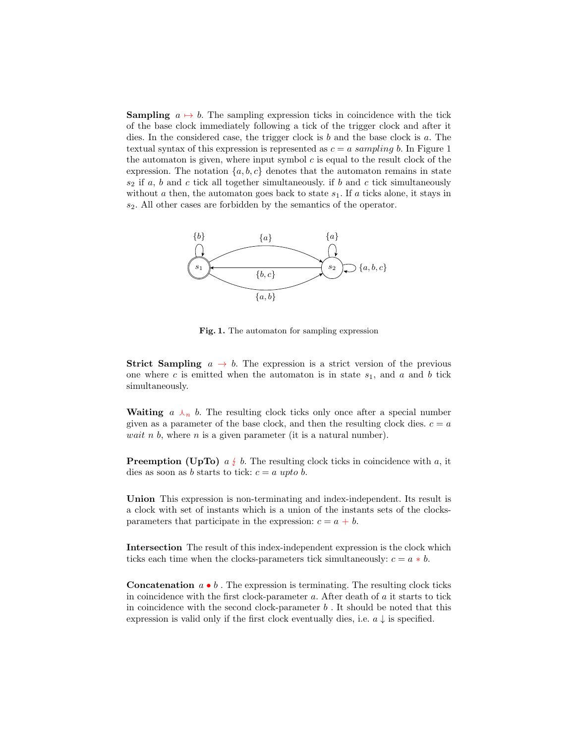**Sampling** $a \mapsto b$. The sampling expression ticks in coincidence with the tick of the base clock immediately following a tick of the trigger clock and after it dies. In the considered case, the trigger clock is $b$ and the base clock is $a$. The textual syntax of this expression is represented as $c = a$ *sampling* $b$. In Figure 1 the automaton is given, where input symbol $c$ is equal to the result clock of the expression. The notation $\{a, b, c\}$ denotes that the automaton remains in state $s_2$ if $a$, $b$ and $c$ tick all together simultaneously. if $b$ and $c$ tick simultaneously without $a$ then, the automaton goes back to state $s_1$. If $a$ ticks alone, it stays in $s_2$. All other cases are forbidden by the semantics of the operator.

**Fig. 1.** The automaton for sampling expression

**Strict Sampling** $a \rightarrow b$. The expression is a strict version of the previous one where $c$ is emitted when the automaton is in state $s_1$, and $a$ and $b$ tick simultaneously.

**Waiting** $a \curlywedge_n b$. The resulting clock ticks only once after a special number given as a parameter of the base clock, and then the resulting clock dies. $c = a$ *wait* $n$ $b$, where $n$ is a given parameter (it is a natural number).

**Preemption (UpTo)** $a \lightning b$. The resulting clock ticks in coincidence with $a$, it dies as soon as $b$ starts to tick: $c = a$ *upto* $b$.

**Union** This expression is non-terminating and index-independent. Its result is a clock with set of instants which is a union of the instants sets of the clocks-parameters that participate in the expression: $c = a + b$.

**Intersection** The result of this index-independent expression is the clock which ticks each time when the clocks-parameters tick simultaneously: $c = a * b$.

**Concatenation** $a \bullet b$ . The expression is terminating. The resulting clock ticks in coincidence with the first clock-parameter $a$. After death of $a$ it starts to tick in coincidence with the second clock-parameter $b$ . It should be noted that this expression is valid only if the first clock eventually dies, i.e. $a \downarrow$ is specified.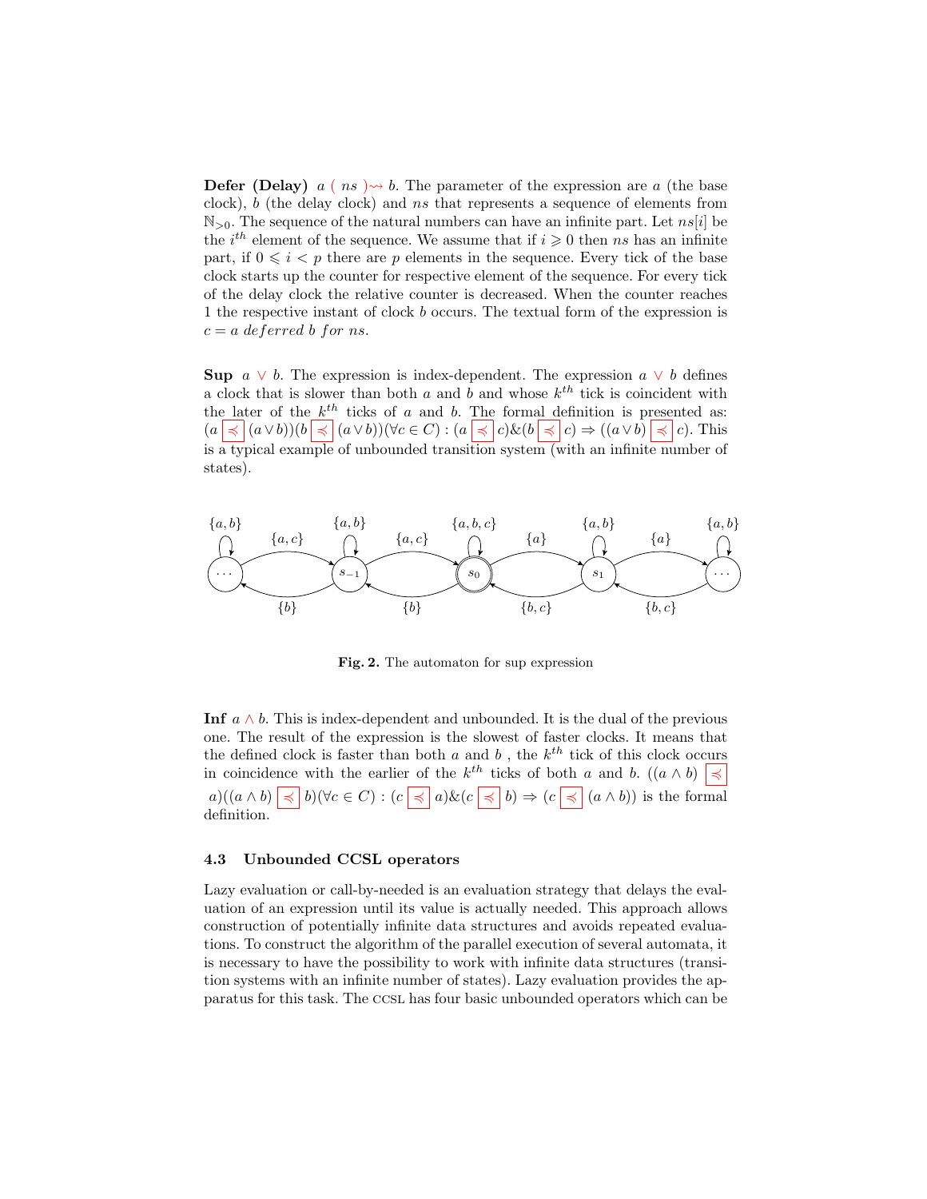**Defer (Delay)** $a\ (\ ns\ ) \rightsquigarrow b$. The parameter of the expression are $a$ (the base clock), $b$ (the delay clock) and $ns$ that represents a sequence of elements from $\mathbb{N}_{>0}$. The sequence of the natural numbers can have an infinite part. Let $ns[i]$ be the $i^{th}$ element of the sequence. We assume that if $i \geqslant 0$ then $ns$ has an infinite part, if $0 \leqslant i < p$ there are $p$ elements in the sequence. Every tick of the base clock starts up the counter for respective element of the sequence. For every tick of the delay clock the relative counter is decreased. When the counter reaches 1 the respective instant of clock $b$ occurs. The textual form of the expression is $c = a\ deferred\ b\ for\ ns$.

**Sup** $a \vee b$. The expression is index-dependent. The expression $a \vee b$ defines a clock that is slower than both $a$ and $b$ and whose $k^{th}$ tick is coincident with the later of the $k^{th}$ ticks of $a$ and $b$. The formal definition is presented as: $(a \preccurlyeq (a \vee b))(b \preccurlyeq (a \vee b))(\forall c \in C) : (a \preccurlyeq c)\&(b \preccurlyeq c) \Rightarrow ((a \vee b) \preccurlyeq c)$. This is a typical example of unbounded transition system (with an infinite number of states).

**Fig. 2.** The automaton for sup expression

**Inf** $a \wedge b$. This is index-dependent and unbounded. It is the dual of the previous one. The result of the expression is the slowest of faster clocks. It means that the defined clock is faster than both $a$ and $b$ , the $k^{th}$ tick of this clock occurs in coincidence with the earlier of the $k^{th}$ ticks of both $a$ and $b$. $((a \wedge b) \preccurlyeq a)((a \wedge b) \preccurlyeq b)(\forall c \in C) : (c \preccurlyeq a)\&(c \preccurlyeq b) \Rightarrow (c \preccurlyeq (a \wedge b))$ is the formal definition.

### 4.3 Unbounded CCSL operators

Lazy evaluation or call-by-needed is an evaluation strategy that delays the evaluation of an expression until its value is actually needed. This approach allows construction of potentially infinite data structures and avoids repeated evaluations. To construct the algorithm of the parallel execution of several automata, it is necessary to have the possibility to work with infinite data structures (transition systems with an infinite number of states). Lazy evaluation provides the apparatus for this task. The CCSL has four basic unbounded operators which can be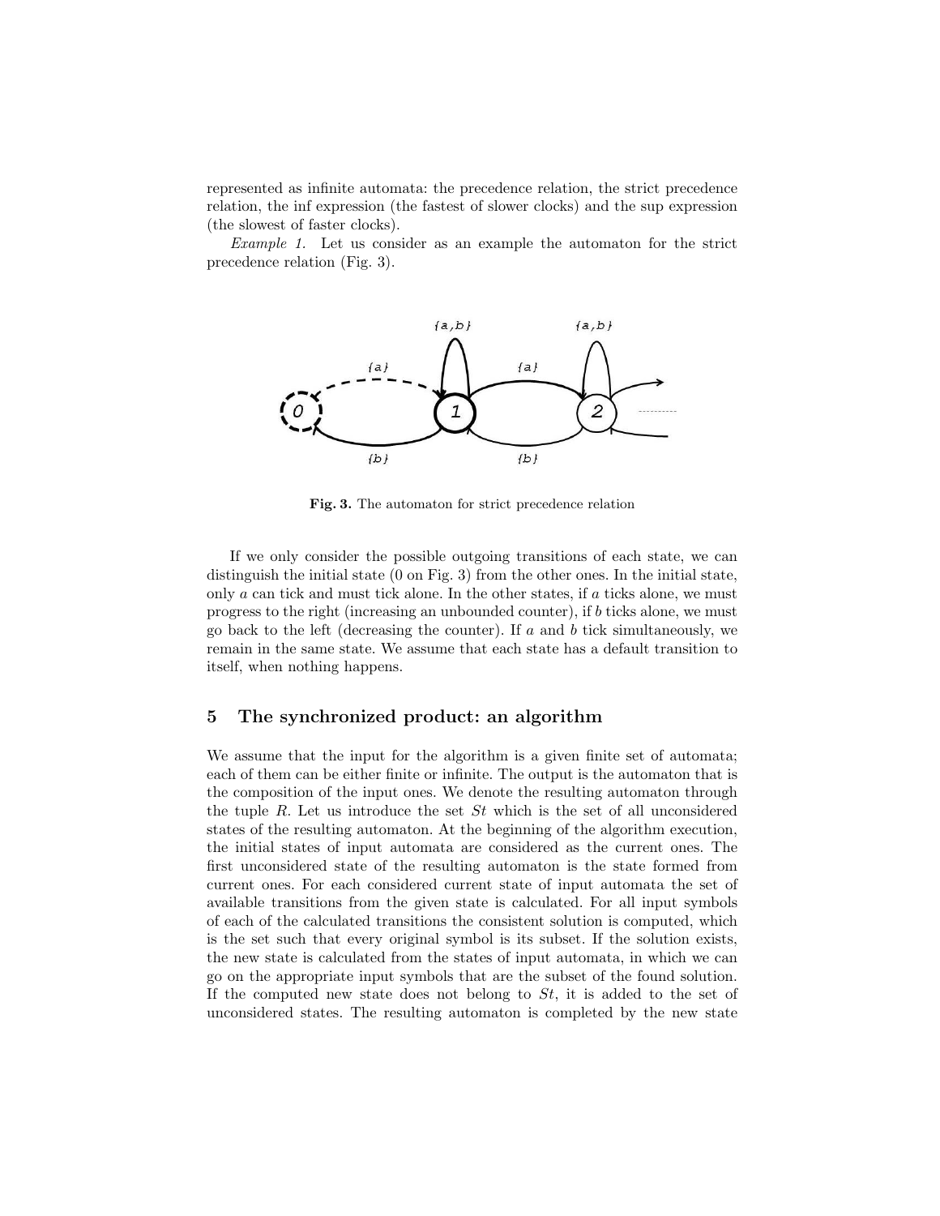represented as infinite automata: the precedence relation, the strict precedence relation, the inf expression (the fastest of slower clocks) and the sup expression (the slowest of faster clocks).

*Example 1.* Let us consider as an example the automaton for the strict precedence relation (Fig. 3).

**Fig. 3.** The automaton for strict precedence relation

If we only consider the possible outgoing transitions of each state, we can distinguish the initial state (0 on Fig. 3) from the other ones. In the initial state, only $a$ can tick and must tick alone. In the other states, if $a$ ticks alone, we must progress to the right (increasing an unbounded counter), if $b$ ticks alone, we must go back to the left (decreasing the counter). If $a$ and $b$ tick simultaneously, we remain in the same state. We assume that each state has a default transition to itself, when nothing happens.

## 5 The synchronized product: an algorithm

We assume that the input for the algorithm is a given finite set of automata; each of them can be either finite or infinite. The output is the automaton that is the composition of the input ones. We denote the resulting automaton through the tuple $R$. Let us introduce the set $St$ which is the set of all unconsidered states of the resulting automaton. At the beginning of the algorithm execution, the initial states of input automata are considered as the current ones. The first unconsidered state of the resulting automaton is the state formed from current ones. For each considered current state of input automata the set of available transitions from the given state is calculated. For all input symbols of each of the calculated transitions the consistent solution is computed, which is the set such that every original symbol is its subset. If the solution exists, the new state is calculated from the states of input automata, in which we can go on the appropriate input symbols that are the subset of the found solution. If the computed new state does not belong to $St$, it is added to the set of unconsidered states. The resulting automaton is completed by the new state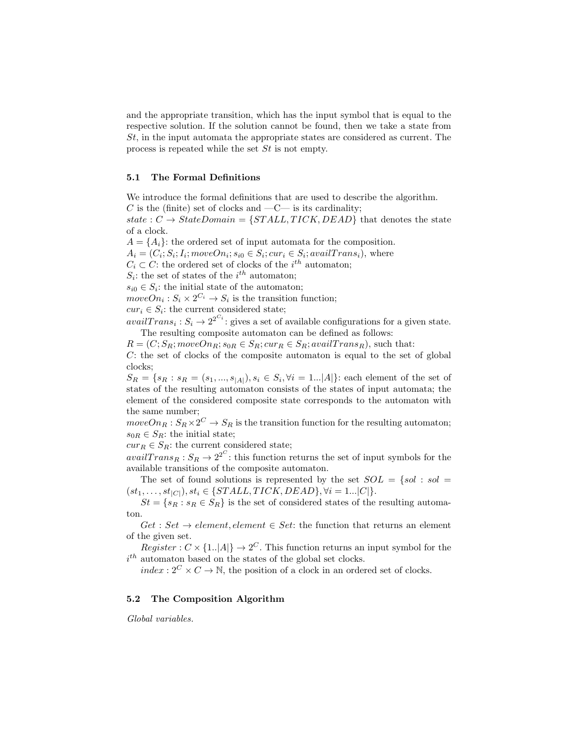and the appropriate transition, which has the input symbol that is equal to the respective solution. If the solution cannot be found, then we take a state from $St$, in the input automata the appropriate states are considered as current. The process is repeated while the set $St$ is not empty.

### 5.1 The Formal Definitions

We introduce the formal definitions that are used to describe the algorithm.
$C$ is the (finite) set of clocks and —C— is its cardinality;
$state : C \to StateDomain = \{STALL, TICK, DEAD\}$ that denotes the state of a clock.
$A = \{A_i\}$: the ordered set of input automata for the composition.
$A_i = (C_i; S_i; I_i; moveOn_i; s_{i0} \in S_i; cur_i \in S_i; availTrans_i)$, where
$C_i \subset C$: the ordered set of clocks of the $i^{th}$ automaton;
$S_i$: the set of states of the $i^{th}$ automaton;
$s_{i0} \in S_i$: the initial state of the automaton;
$moveOn_i : S_i \times 2^{C_i} \to S_i$ is the transition function;
$cur_i \in S_i$: the current considered state;
$availTrans_i : S_i \to 2^{2^{C_i}}$: gives a set of available configurations for a given state.

The resulting composite automaton can be defined as follows:
$R = (C; S_R; moveOn_R; s_{0R} \in S_R; cur_R \in S_R; availTrans_R)$, such that:
$C$: the set of clocks of the composite automaton is equal to the set of global clocks;
$S_R = \{s_R : s_R = (s_1, ..., s_{|A|}), s_i \in S_i, \forall i = 1...|A|\}$: each element of the set of states of the resulting automaton consists of the states of input automata; the element of the considered composite state corresponds to the automaton with the same number;
$moveOn_R : S_R \times 2^C \to S_R$ is the transition function for the resulting automaton;
$s_{0R} \in S_R$: the initial state;
$cur_R \in S_R$: the current considered state;
$availTrans_R : S_R \to 2^{2^C}$: this function returns the set of input symbols for the available transitions of the composite automaton.

The set of found solutions is represented by the set $SOL = \{sol : sol = (st_1, \ldots, st_{|C|}), st_i \in \{STALL, TICK, DEAD\}, \forall i = 1...|C|\}$.

$St = \{s_R : s_R \in S_R\}$ is the set of considered states of the resulting automaton.

$Get : Set \to element, element \in Set$: the function that returns an element of the given set.

$Register : C \times \{1..|A|\} \to 2^C$. This function returns an input symbol for the $i^{th}$ automaton based on the states of the global set clocks.

$index : 2^C \times C \to \mathbb{N}$, the position of a clock in an ordered set of clocks.

### 5.2 The Composition Algorithm

*Global variables.*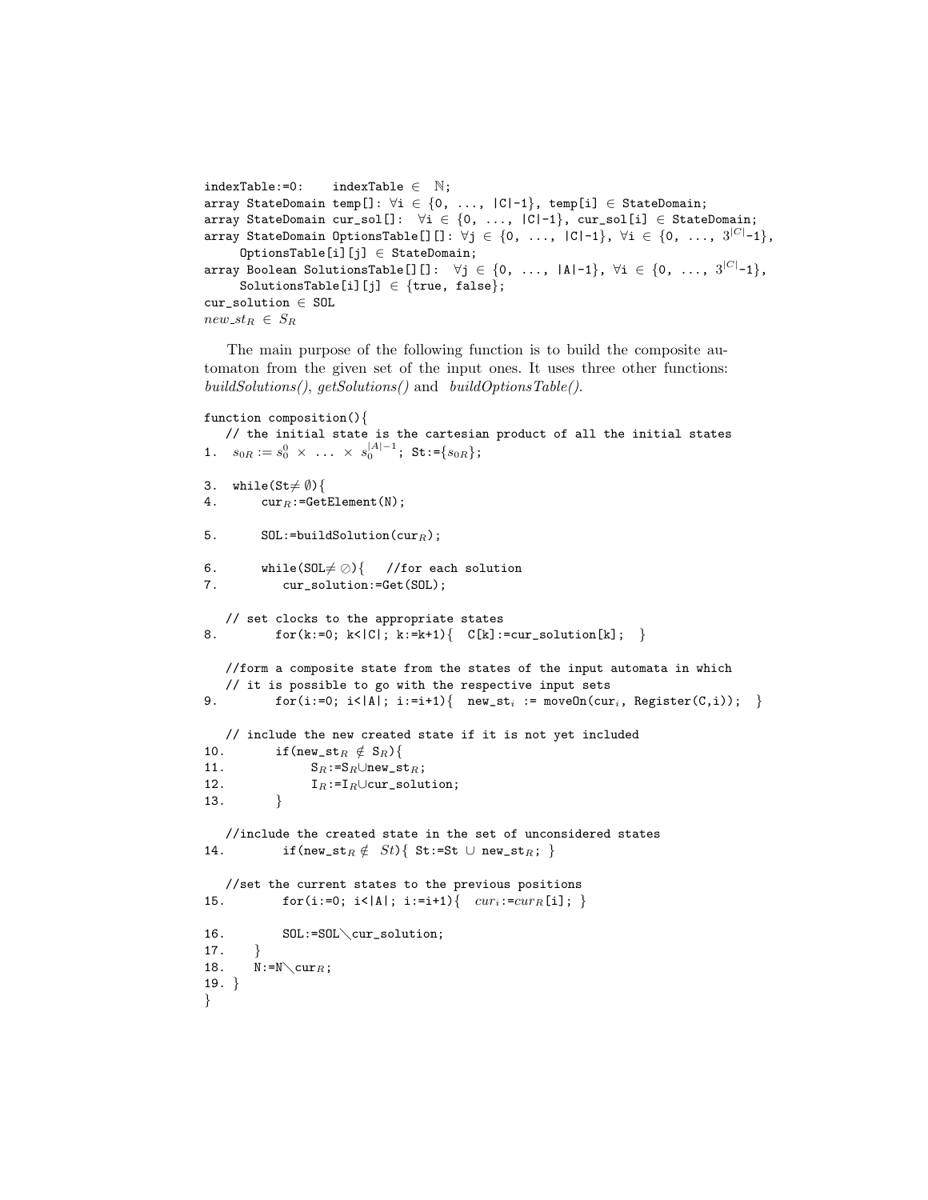```
indexTable:=0:    indexTable ∈ ℕ;
array StateDomain temp[]: ∀i ∈ {0, ..., |C|-1}, temp[i] ∈ StateDomain;
array StateDomain cur_sol[]:  ∀i ∈ {0, ..., |C|-1}, cur_sol[i] ∈ StateDomain;
array StateDomain OptionsTable[][]: ∀j ∈ {0, ..., |C|-1}, ∀i ∈ {0, ..., 3^|C|-1},
     OptionsTable[i][j] ∈ StateDomain;
array Boolean SolutionsTable[][]:  ∀j ∈ {0, ..., |A|-1}, ∀i ∈ {0, ..., 3^|C|-1},
     SolutionsTable[i][j] ∈ {true, false};
cur_solution ∈ SOL
new_st_R ∈ S_R
```

The main purpose of the following function is to build the composite automaton from the given set of the input ones. It uses three other functions: *buildSolutions()*, *getSolutions()* and *buildOptionsTable()*.

```
function composition(){
   // the initial state is the cartesian product of all the initial states
1.  s_0R := s_0^0 × ... × s_0^{|A|-1}; St:={s_0R};

3.  while(St≠ ∅){
4.      cur_R:=GetElement(N);

5.      SOL:=buildSolution(cur_R);

6.      while(SOL≠ ∅){   //for each solution
7.         cur_solution:=Get(SOL);

   // set clocks to the appropriate states
8.        for(k:=0; k<|C|; k:=k+1){  C[k]:=cur_solution[k];  }

   //form a composite state from the states of the input automata in which
   // it is possible to go with the respective input sets
9.        for(i:=0; i<|A|; i:=i+1){  new_st_i := moveOn(cur_i, Register(C,i));  }

   // include the new created state if it is not yet included
10.       if(new_st_R ∉ S_R){
11.            S_R:=S_R∪new_st_R;
12.            I_R:=I_R∪cur_solution;
13.       }

   //include the created state in the set of unconsidered states
14.        if(new_st_R ∉  St){ St:=St ∪ new_st_R; }

   //set the current states to the previous positions
15.        for(i:=0; i<|A|; i:=i+1){  cur_i:=cur_R[i]; }

16.        SOL:=SOL∖cur_solution;
17.    }
18.    N:=N∖cur_R;
19. }
}
```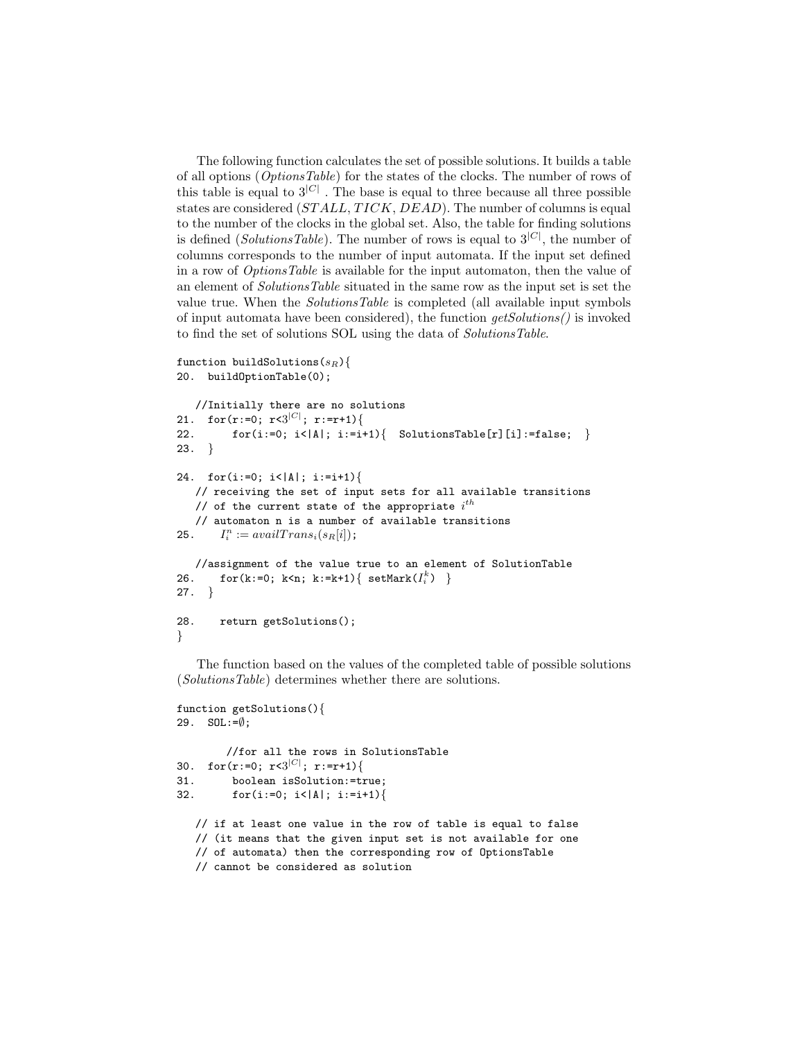The following function calculates the set of possible solutions. It builds a table of all options (*OptionsTable*) for the states of the clocks. The number of rows of this table is equal to $3^{|C|}$ . The base is equal to three because all three possible states are considered ($STALL, TICK, DEAD$). The number of columns is equal to the number of the clocks in the global set. Also, the table for finding solutions is defined (*SolutionsTable*). The number of rows is equal to $3^{|C|}$, the number of columns corresponds to the number of input automata. If the input set defined in a row of *OptionsTable* is available for the input automaton, then the value of an element of *SolutionsTable* situated in the same row as the input set is set the value true. When the *SolutionsTable* is completed (all available input symbols of input automata have been considered), the function *getSolutions()* is invoked to find the set of solutions SOL using the data of *SolutionsTable*.

```
function buildSolutions(s_R){
20.  buildOptionTable(0);

   //Initially there are no solutions
21.  for(r:=0; r<3^|C|; r:=r+1){
22.      for(i:=0; i<|A|; i:=i+1){  SolutionsTable[r][i]:=false;  }
23.  }

24.  for(i:=0; i<|A|; i:=i+1){
   // receiving the set of input sets for all available transitions
   // of the current state of the appropriate i^th
   // automaton n is a number of available transitions
25.     I_i^n := availTrans_i(s_R[i]);

   //assignment of the value true to an element of SolutionTable
26.     for(k:=0; k<n; k:=k+1){ setMark(I_i^k)  }
27.  }

28.    return getSolutions();
}
```

The function based on the values of the completed table of possible solutions (*SolutionsTable*) determines whether there are solutions.

```
function getSolutions(){
29.  SOL:=∅;

        //for all the rows in SolutionsTable
30.  for(r:=0; r<3^|C|; r:=r+1){
31.      boolean isSolution:=true;
32.      for(i:=0; i<|A|; i:=i+1){

   // if at least one value in the row of table is equal to false
   // (it means that the given input set is not available for one
   // of automata) then the corresponding row of OptionsTable
   // cannot be considered as solution
```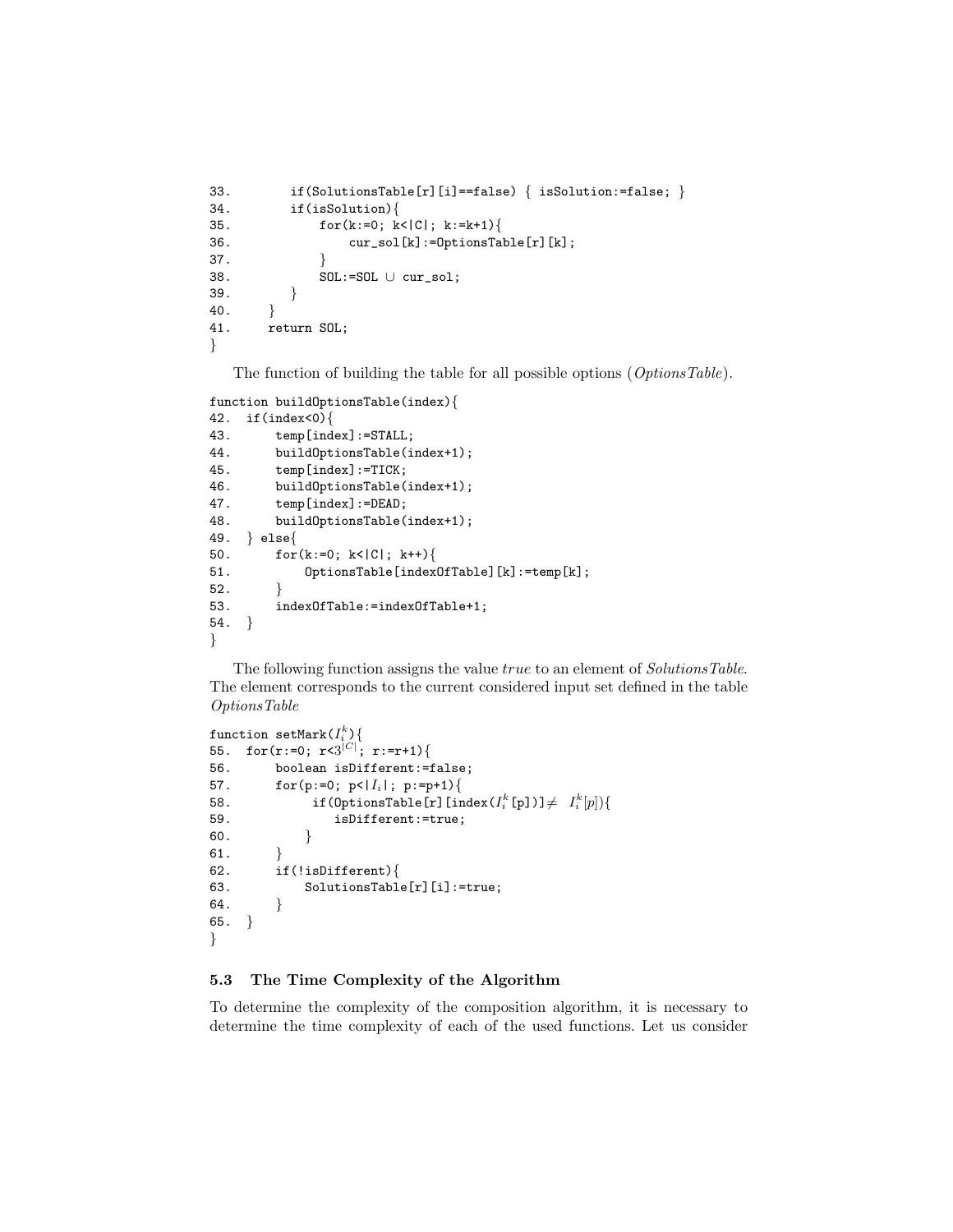```
33.        if(SolutionsTable[r][i]==false) { isSolution:=false; }
34.        if(isSolution){
35.            for(k:=0; k<|C|; k:=k+1){
36.                cur_sol[k]:=OptionsTable[r][k];
37.            }
38.            SOL:=SOL ∪ cur_sol;
39.        }
40.    }
41.    return SOL;
}
```

The function of building the table for all possible options (*OptionsTable*).

```
function buildOptionsTable(index){
42.  if(index<0){
43.      temp[index]:=STALL;
44.      buildOptionsTable(index+1);
45.      temp[index]:=TICK;
46.      buildOptionsTable(index+1);
47.      temp[index]:=DEAD;
48.      buildOptionsTable(index+1);
49.  } else{
50.      for(k:=0; k<|C|; k++){
51.          OptionsTable[indexOfTable][k]:=temp[k];
52.      }
53.      indexOfTable:=indexOfTable+1;
54.  }
}
```

The following function assigns the value *true* to an element of *SolutionsTable*. The element corresponds to the current considered input set defined in the table *OptionsTable*

```
function setMark(I_i^k){
55.  for(r:=0; r<3^|C|; r:=r+1){
56.      boolean isDifferent:=false;
57.      for(p:=0; p<|I_i|; p:=p+1){
58.           if(OptionsTable[r][index(I_i^k[p])]≠  I_i^k[p]){
59.              isDifferent:=true;
60.          }
61.      }
62.      if(!isDifferent){
63.          SolutionsTable[r][i]:=true;
64.      }
65.  }
}
```

### 5.3 The Time Complexity of the Algorithm

To determine the complexity of the composition algorithm, it is necessary to determine the time complexity of each of the used functions. Let us consider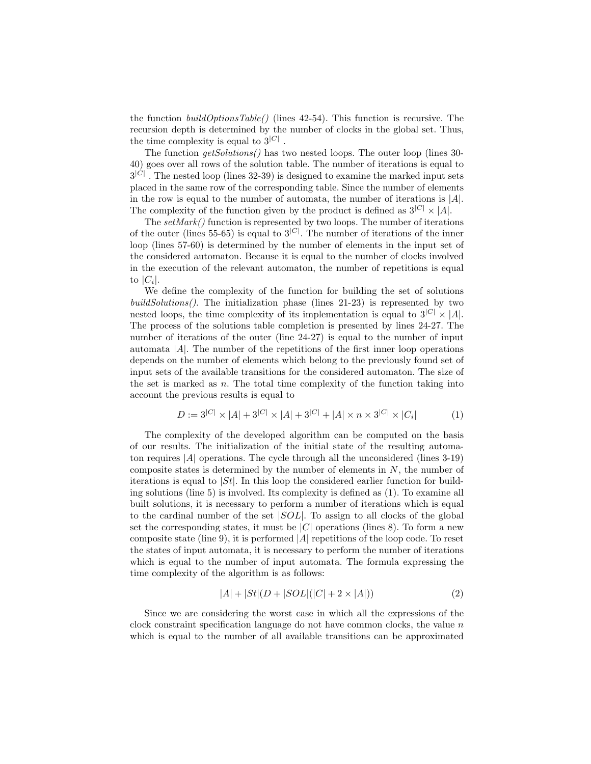the function *buildOptionsTable()* (lines 42-54). This function is recursive. The recursion depth is determined by the number of clocks in the global set. Thus, the time complexity is equal to $3^{|C|}$ .

The function *getSolutions()* has two nested loops. The outer loop (lines 30-40) goes over all rows of the solution table. The number of iterations is equal to $3^{|C|}$ . The nested loop (lines 32-39) is designed to examine the marked input sets placed in the same row of the corresponding table. Since the number of elements in the row is equal to the number of automata, the number of iterations is $|A|$. The complexity of the function given by the product is defined as $3^{|C|} \times |A|$.

The *setMark()* function is represented by two loops. The number of iterations of the outer (lines 55-65) is equal to $3^{|C|}$. The number of iterations of the inner loop (lines 57-60) is determined by the number of elements in the input set of the considered automaton. Because it is equal to the number of clocks involved in the execution of the relevant automaton, the number of repetitions is equal to $|C_i|$.

We define the complexity of the function for building the set of solutions *buildSolutions()*. The initialization phase (lines 21-23) is represented by two nested loops, the time complexity of its implementation is equal to $3^{|C|} \times |A|$. The process of the solutions table completion is presented by lines 24-27. The number of iterations of the outer (line 24-27) is equal to the number of input automata $|A|$. The number of the repetitions of the first inner loop operations depends on the number of elements which belong to the previously found set of input sets of the available transitions for the considered automaton. The size of the set is marked as $n$. The total time complexity of the function taking into account the previous results is equal to

$$D := 3^{|C|} \times |A| + 3^{|C|} \times |A| + 3^{|C|} + |A| \times n \times 3^{|C|} \times |C_i| \tag{1}$$

The complexity of the developed algorithm can be computed on the basis of our results. The initialization of the initial state of the resulting automaton requires $|A|$ operations. The cycle through all the unconsidered (lines 3-19) composite states is determined by the number of elements in $N$, the number of iterations is equal to $|St|$. In this loop the considered earlier function for building solutions (line 5) is involved. Its complexity is defined as (1). To examine all built solutions, it is necessary to perform a number of iterations which is equal to the cardinal number of the set $|SOL|$. To assign to all clocks of the global set the corresponding states, it must be $|C|$ operations (lines 8). To form a new composite state (line 9), it is performed $|A|$ repetitions of the loop code. To reset the states of input automata, it is necessary to perform the number of iterations which is equal to the number of input automata. The formula expressing the time complexity of the algorithm is as follows:

$$|A| + |St|(D + |SOL|(|C| + 2 \times |A|)) \tag{2}$$

Since we are considering the worst case in which all the expressions of the clock constraint specification language do not have common clocks, the value $n$ which is equal to the number of all available transitions can be approximated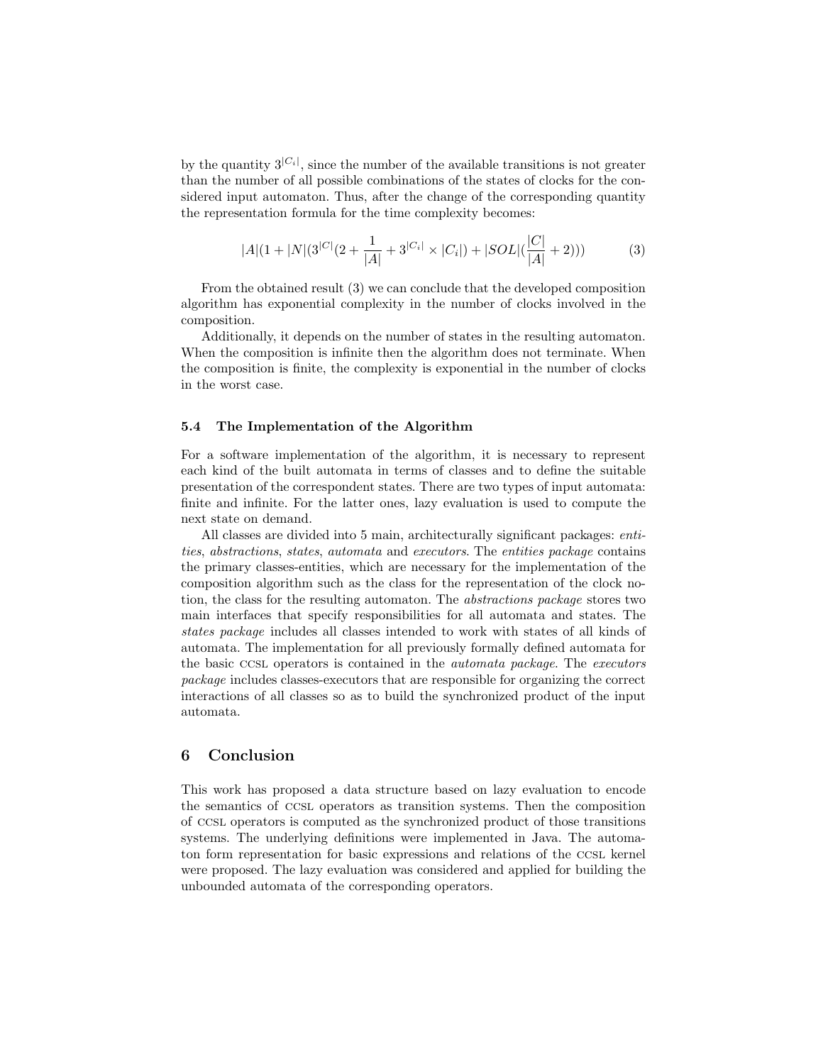by the quantity $3^{|C_i|}$, since the number of the available transitions is not greater than the number of all possible combinations of the states of clocks for the considered input automaton. Thus, after the change of the corresponding quantity the representation formula for the time complexity becomes:

$$|A|(1 + |N|(3^{|C|}(2 + \frac{1}{|A|} + 3^{|C_i|} \times |C_i|) + |SOL|(\frac{|C|}{|A|} + 2))) \tag{3}$$

From the obtained result (3) we can conclude that the developed composition algorithm has exponential complexity in the number of clocks involved in the composition.

Additionally, it depends on the number of states in the resulting automaton. When the composition is infinite then the algorithm does not terminate. When the composition is finite, the complexity is exponential in the number of clocks in the worst case.

### 5.4 The Implementation of the Algorithm

For a software implementation of the algorithm, it is necessary to represent each kind of the built automata in terms of classes and to define the suitable presentation of the correspondent states. There are two types of input automata: finite and infinite. For the latter ones, lazy evaluation is used to compute the next state on demand.

All classes are divided into 5 main, architecturally significant packages: *entities*, *abstractions*, *states*, *automata* and *executors*. The *entities package* contains the primary classes-entities, which are necessary for the implementation of the composition algorithm such as the class for the representation of the clock notion, the class for the resulting automaton. The *abstractions package* stores two main interfaces that specify responsibilities for all automata and states. The *states package* includes all classes intended to work with states of all kinds of automata. The implementation for all previously formally defined automata for the basic CCSL operators is contained in the *automata package*. The *executors package* includes classes-executors that are responsible for organizing the correct interactions of all classes so as to build the synchronized product of the input automata.

## 6 Conclusion

This work has proposed a data structure based on lazy evaluation to encode the semantics of CCSL operators as transition systems. Then the composition of CCSL operators is computed as the synchronized product of those transitions systems. The underlying definitions were implemented in Java. The automaton form representation for basic expressions and relations of the CCSL kernel were proposed. The lazy evaluation was considered and applied for building the unbounded automata of the corresponding operators.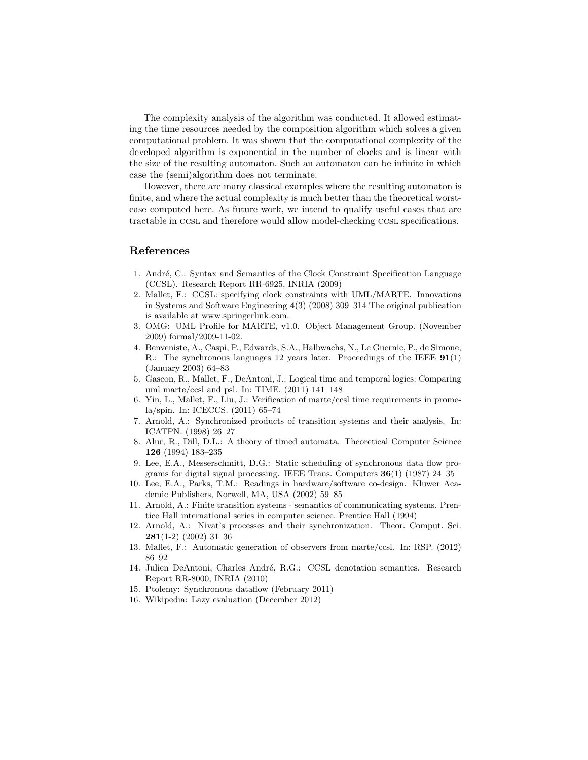The complexity analysis of the algorithm was conducted. It allowed estimating the time resources needed by the composition algorithm which solves a given computational problem. It was shown that the computational complexity of the developed algorithm is exponential in the number of clocks and is linear with the size of the resulting automaton. Such an automaton can be infinite in which case the (semi)algorithm does not terminate.

However, there are many classical examples where the resulting automaton is finite, and where the actual complexity is much better than the theoretical worst-case computed here. As future work, we intend to qualify useful cases that are tractable in CCSL and therefore would allow model-checking CCSL specifications.

## References

1. André, C.: Syntax and Semantics of the Clock Constraint Specification Language (CCSL). Research Report RR-6925, INRIA (2009)
2. Mallet, F.: CCSL: specifying clock constraints with UML/MARTE. Innovations in Systems and Software Engineering **4**(3) (2008) 309–314 The original publication is available at www.springerlink.com.
3. OMG: UML Profile for MARTE, v1.0. Object Management Group. (November 2009) formal/2009-11-02.
4. Benveniste, A., Caspi, P., Edwards, S.A., Halbwachs, N., Le Guernic, P., de Simone, R.: The synchronous languages 12 years later. Proceedings of the IEEE **91**(1) (January 2003) 64–83
5. Gascon, R., Mallet, F., DeAntoni, J.: Logical time and temporal logics: Comparing uml marte/ccsl and psl. In: TIME. (2011) 141–148
6. Yin, L., Mallet, F., Liu, J.: Verification of marte/ccsl time requirements in promela/spin. In: ICECCS. (2011) 65–74
7. Arnold, A.: Synchronized products of transition systems and their analysis. In: ICATPN. (1998) 26–27
8. Alur, R., Dill, D.L.: A theory of timed automata. Theoretical Computer Science **126** (1994) 183–235
9. Lee, E.A., Messerschmitt, D.G.: Static scheduling of synchronous data flow programs for digital signal processing. IEEE Trans. Computers **36**(1) (1987) 24–35
10. Lee, E.A., Parks, T.M.: Readings in hardware/software co-design. Kluwer Academic Publishers, Norwell, MA, USA (2002) 59–85
11. Arnold, A.: Finite transition systems - semantics of communicating systems. Prentice Hall international series in computer science. Prentice Hall (1994)
12. Arnold, A.: Nivat's processes and their synchronization. Theor. Comput. Sci. **281**(1-2) (2002) 31–36
13. Mallet, F.: Automatic generation of observers from marte/ccsl. In: RSP. (2012) 86–92
14. Julien DeAntoni, Charles André, R.G.: CCSL denotation semantics. Research Report RR-8000, INRIA (2010)
15. Ptolemy: Synchronous dataflow (February 2011)
16. Wikipedia: Lazy evaluation (December 2012)